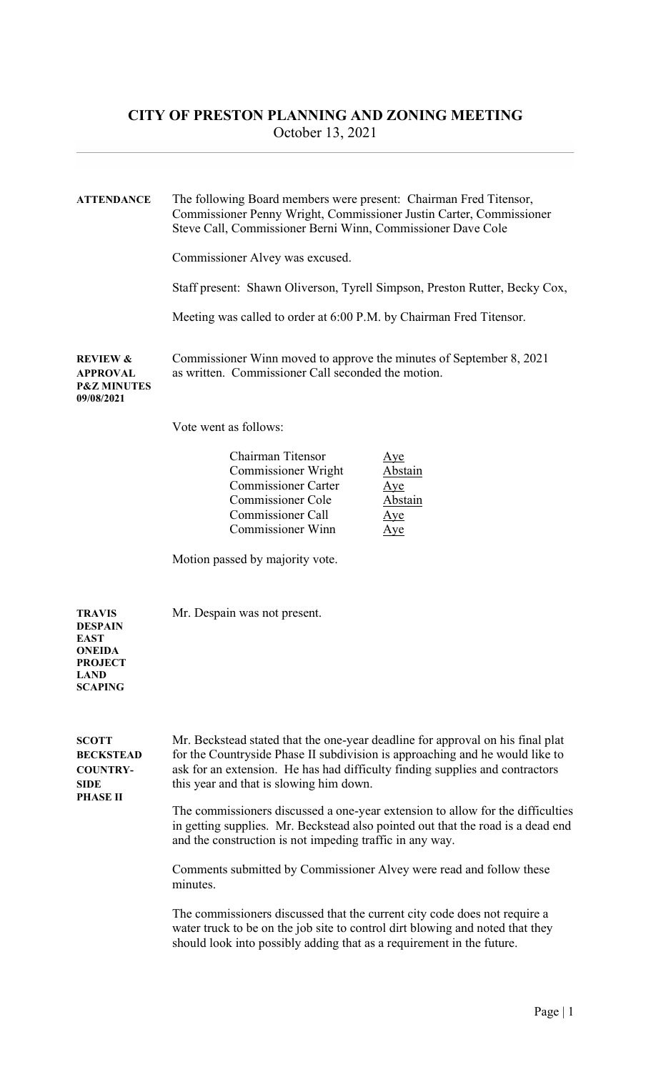# CITY OF PRESTON PLANNING AND ZONING MEETING

October 13, 2021

**ATTENDANCE**

The following Board members were present: Chairman Fred Titensor, Commissioner Penny Wright, Commissioner Justin Carter, Commissioner Steve Call, Commissioner Berni Winn, Commissioner Dave Cole

Commissioner Alvey was excused.

Staff present: Shawn Oliverson, Tyrell Simpson, Preston Rutter, Becky Cox,

Meeting was called to order at 6:00 P.M. by Chairman Fred Titensor.

**REVIEW & APPROVAL P&Z MINUTES 09/08/2021**

Commissioner Winn moved to approve the minutes of September 8, 2021 as written. Commissioner Call seconded the motion.

Vote went as follows:

| | |
|---|---|
| Chairman Titensor | Aye |
| Commissioner Wright | Abstain |
| Commissioner Carter | Aye |
| Commissioner Cole | Abstain |
| Commissioner Call | Aye |
| Commissioner Winn | Aye |

Motion passed by majority vote.

**TRAVIS DESPAIN EAST ONEIDA PROJECT LAND SCAPING**

Mr. Despain was not present.

**SCOTT BECKSTEAD COUNTRY-SIDE PHASE II**

Mr. Beckstead stated that the one-year deadline for approval on his final plat for the Countryside Phase II subdivision is approaching and he would like to ask for an extension. He has had difficulty finding supplies and contractors this year and that is slowing him down.

The commissioners discussed a one-year extension to allow for the difficulties in getting supplies. Mr. Beckstead also pointed out that the road is a dead end and the construction is not impeding traffic in any way.

Comments submitted by Commissioner Alvey were read and follow these minutes.

The commissioners discussed that the current city code does not require a water truck to be on the job site to control dirt blowing and noted that they should look into possibly adding that as a requirement in the future.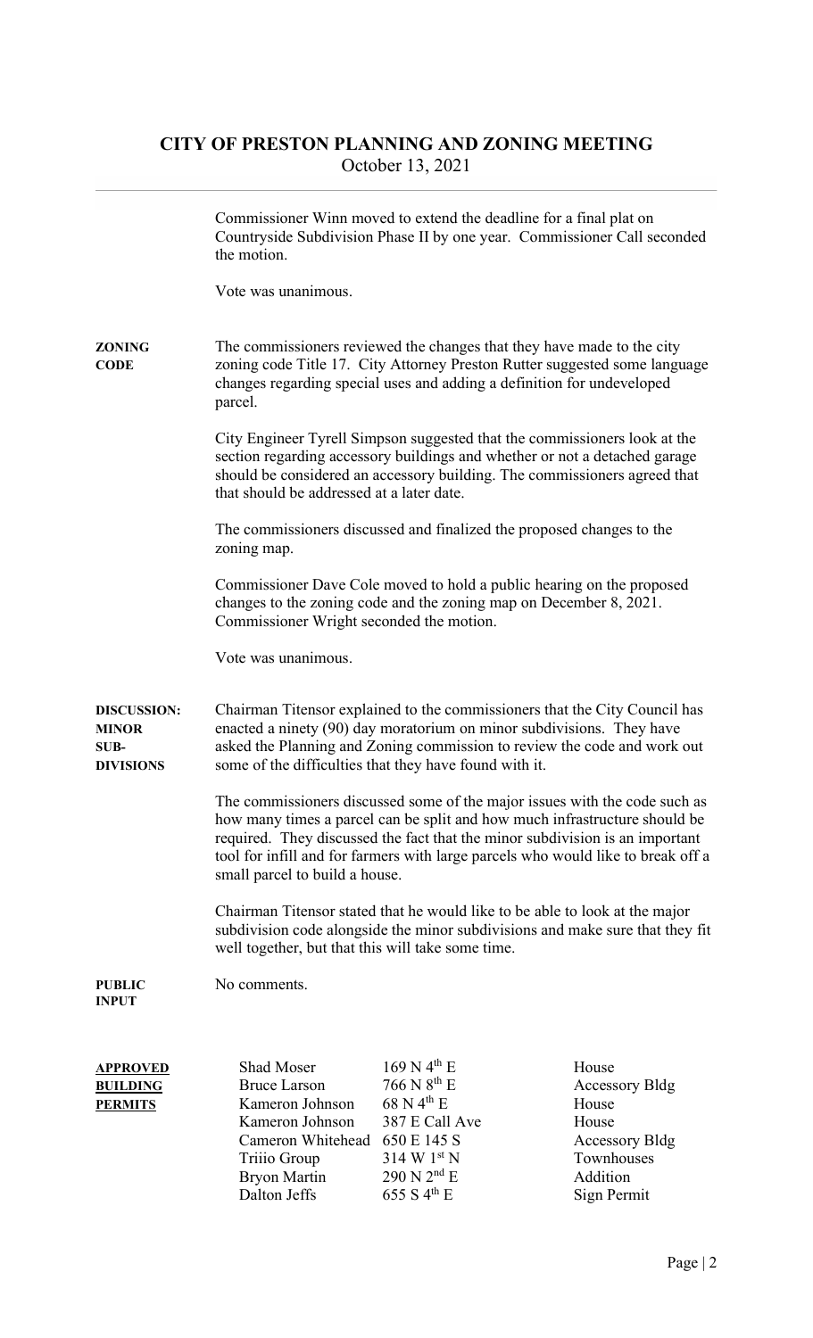# CITY OF PRESTON PLANNING AND ZONING MEETING

October 13, 2021

Commissioner Winn moved to extend the deadline for a final plat on Countryside Subdivision Phase II by one year. Commissioner Call seconded the motion.

Vote was unanimous.

**ZONING CODE**

The commissioners reviewed the changes that they have made to the city zoning code Title 17. City Attorney Preston Rutter suggested some language changes regarding special uses and adding a definition for undeveloped parcel.

City Engineer Tyrell Simpson suggested that the commissioners look at the section regarding accessory buildings and whether or not a detached garage should be considered an accessory building. The commissioners agreed that that should be addressed at a later date.

The commissioners discussed and finalized the proposed changes to the zoning map.

Commissioner Dave Cole moved to hold a public hearing on the proposed changes to the zoning code and the zoning map on December 8, 2021. Commissioner Wright seconded the motion.

Vote was unanimous.

**DISCUSSION: MINOR SUB-DIVISIONS**

Chairman Titensor explained to the commissioners that the City Council has enacted a ninety (90) day moratorium on minor subdivisions. They have asked the Planning and Zoning commission to review the code and work out some of the difficulties that they have found with it.

The commissioners discussed some of the major issues with the code such as how many times a parcel can be split and how much infrastructure should be required. They discussed the fact that the minor subdivision is an important tool for infill and for farmers with large parcels who would like to break off a small parcel to build a house.

Chairman Titensor stated that he would like to be able to look at the major subdivision code alongside the minor subdivisions and make sure that they fit well together, but that this will take some time.

**PUBLIC INPUT**

No comments.

**APPROVED BUILDING PERMITS**

| | | |
|---|---|---|
| Shad Moser | 169 N 4th E | House |
| Bruce Larson | 766 N 8th E | Accessory Bldg |
| Kameron Johnson | 68 N 4th E | House |
| Kameron Johnson | 387 E Call Ave | House |
| Cameron Whitehead | 650 E 145 S | Accessory Bldg |
| Triiio Group | 314 W 1st N | Townhouses |
| Bryon Martin | 290 N 2nd E | Addition |
| Dalton Jeffs | 655 S 4th E | Sign Permit |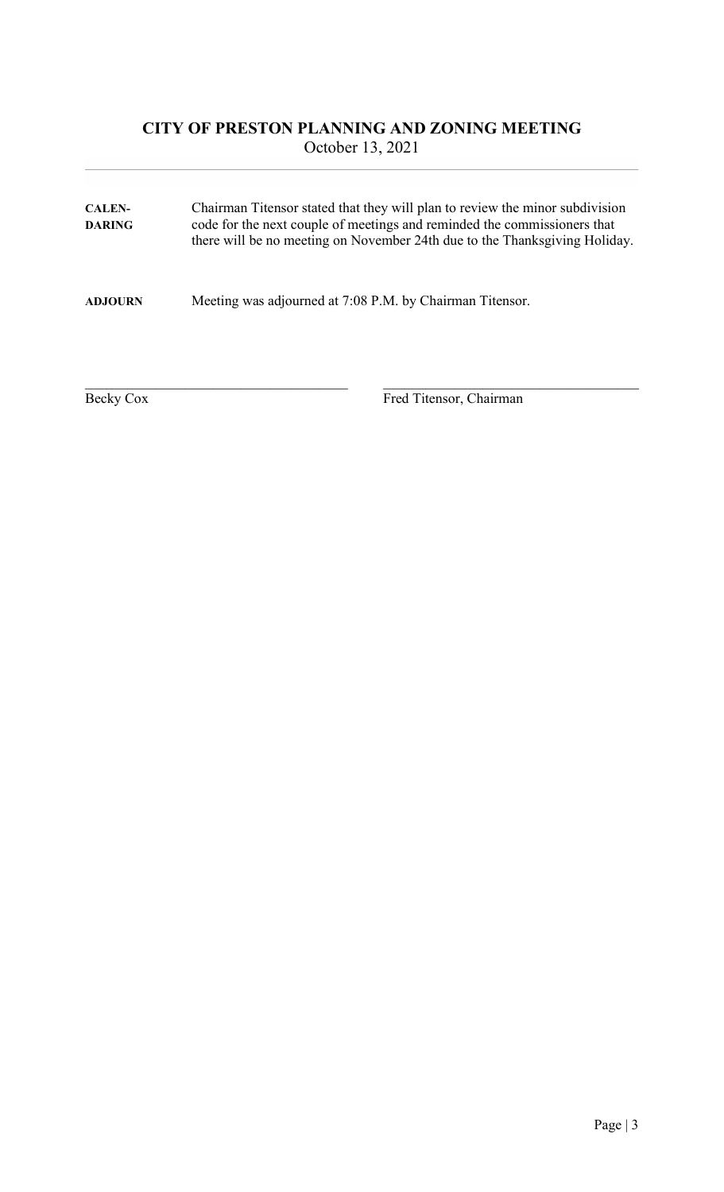# CITY OF PRESTON PLANNING AND ZONING MEETING

October 13, 2021

---

| | |
|---|---|
| **CALEN-DARING** | Chairman Titensor stated that they will plan to review the minor subdivision code for the next couple of meetings and reminded the commissioners that there will be no meeting on November 24th due to the Thanksgiving Holiday. |
| **ADJOURN** | Meeting was adjourned at 7:08 P.M. by Chairman Titensor. |

_____________________________________ Becky Cox

_____________________________________ Fred Titensor, Chairman